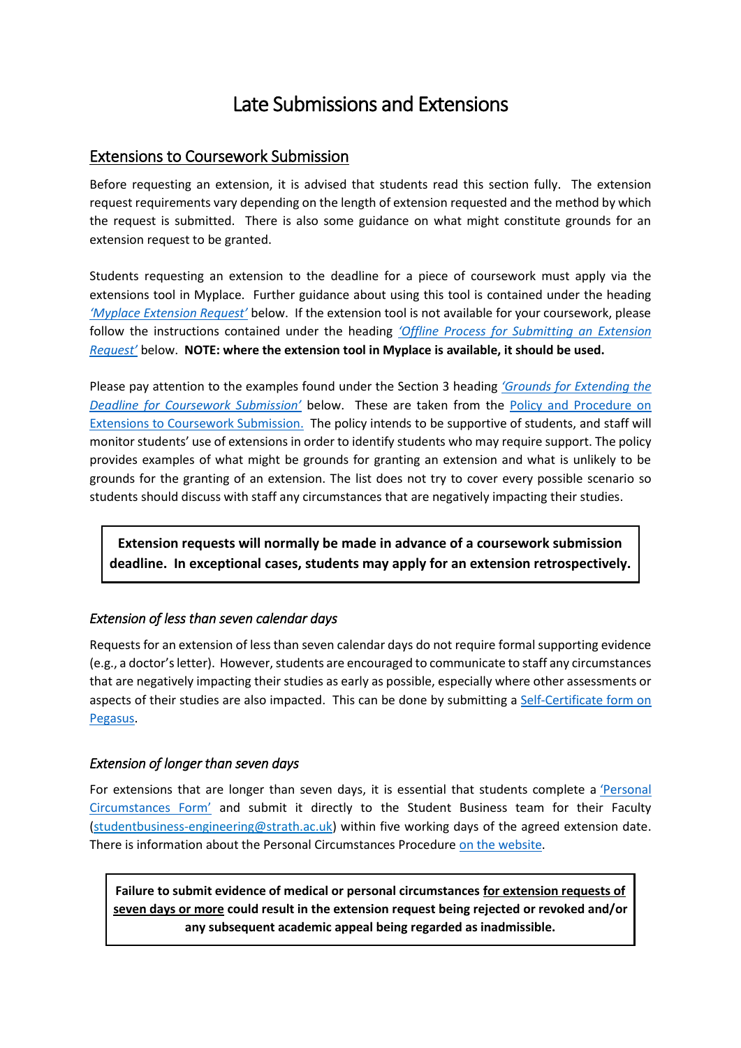# Late Submissions and Extensions

## Extensions to Coursework Submission

Before requesting an extension, it is advised that students read this section fully. The extension request requirements vary depending on the length of extension requested and the method by which the request is submitted. There is also some guidance on what might constitute grounds for an extension request to be granted.

Students requesting an extension to the deadline for a piece of coursework must apply via the extensions tool in Myplace. Further guidance about using this tool is contained under the heading *'Myplace Extension Request'* below. If the extension tool is not available for your coursework, please follow the instructions contained under the heading *'Offline Process for Submitting an Extension Request'* below. **NOTE: where the extension tool in Myplace is available, it should be used.**

Please pay attention to the examples found under the Section 3 heading *'Grounds for Extending the Deadline for Coursework Submission'* below. These are taken from the Policy and Procedure on Extensions to Coursework Submission. The policy intends to be supportive of students, and staff will monitor students' use of extensions in order to identify students who may require support. The policy provides examples of what might be grounds for granting an extension and what is unlikely to be grounds for the granting of an extension. The list does not try to cover every possible scenario so students should discuss with staff any circumstances that are negatively impacting their studies.

**Extension requests will normally be made in advance of a coursework submission deadline. In exceptional cases, students may apply for an extension retrospectively.**

### *Extension of less than seven calendar days*

Requests for an extension of less than seven calendar days do not require formal supporting evidence (e.g., a doctor's letter). However, students are encouraged to communicate to staff any circumstances that are negatively impacting their studies as early as possible, especially where other assessments or aspects of their studies are also impacted. This can be done by submitting a Self-Certificate form on Pegasus.

### *Extension of longer than seven days*

For extensions that are longer than seven days, it is essential that students complete a 'Personal Circumstances Form' and submit it directly to the Student Business team for their Faculty (studentbusiness-engineering@strath.ac.uk) within five working days of the agreed extension date. There is information about the Personal Circumstances Procedure on the website.

**Failure to submit evidence of medical or personal circumstances for extension requests of seven days or more could result in the extension request being rejected or revoked and/or any subsequent academic appeal being regarded as inadmissible.**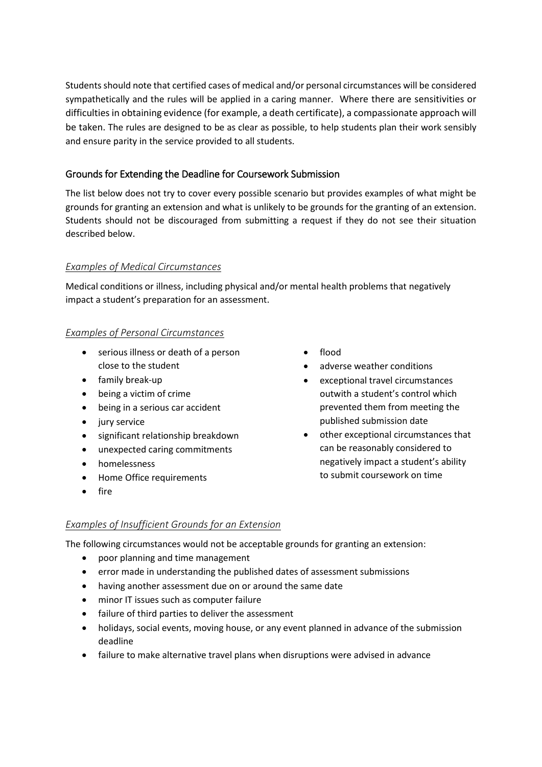Students should note that certified cases of medical and/or personal circumstances will be considered sympathetically and the rules will be applied in a caring manner. Where there are sensitivities or difficulties in obtaining evidence (for example, a death certificate), a compassionate approach will be taken. The rules are designed to be as clear as possible, to help students plan their work sensibly and ensure parity in the service provided to all students.

## Grounds for Extending the Deadline for Coursework Submission

The list below does not try to cover every possible scenario but provides examples of what might be grounds for granting an extension and what is unlikely to be grounds for the granting of an extension. Students should not be discouraged from submitting a request if they do not see their situation described below.

### *Examples of Medical Circumstances*

Medical conditions or illness, including physical and/or mental health problems that negatively impact a student's preparation for an assessment.

### *Examples of Personal Circumstances*

- serious illness or death of a person close to the student
- family break-up
- being a victim of crime
- being in a serious car accident
- jury service
- significant relationship breakdown
- unexpected caring commitments
- homelessness
- Home Office requirements
- fire
- flood
- adverse weather conditions
- exceptional travel circumstances outwith a student's control which prevented them from meeting the published submission date
- other exceptional circumstances that can be reasonably considered to negatively impact a student's ability to submit coursework on time

### *Examples of Insufficient Grounds for an Extension*

The following circumstances would not be acceptable grounds for granting an extension:

- poor planning and time management
- error made in understanding the published dates of assessment submissions
- having another assessment due on or around the same date
- minor IT issues such as computer failure
- failure of third parties to deliver the assessment
- holidays, social events, moving house, or any event planned in advance of the submission deadline
- failure to make alternative travel plans when disruptions were advised in advance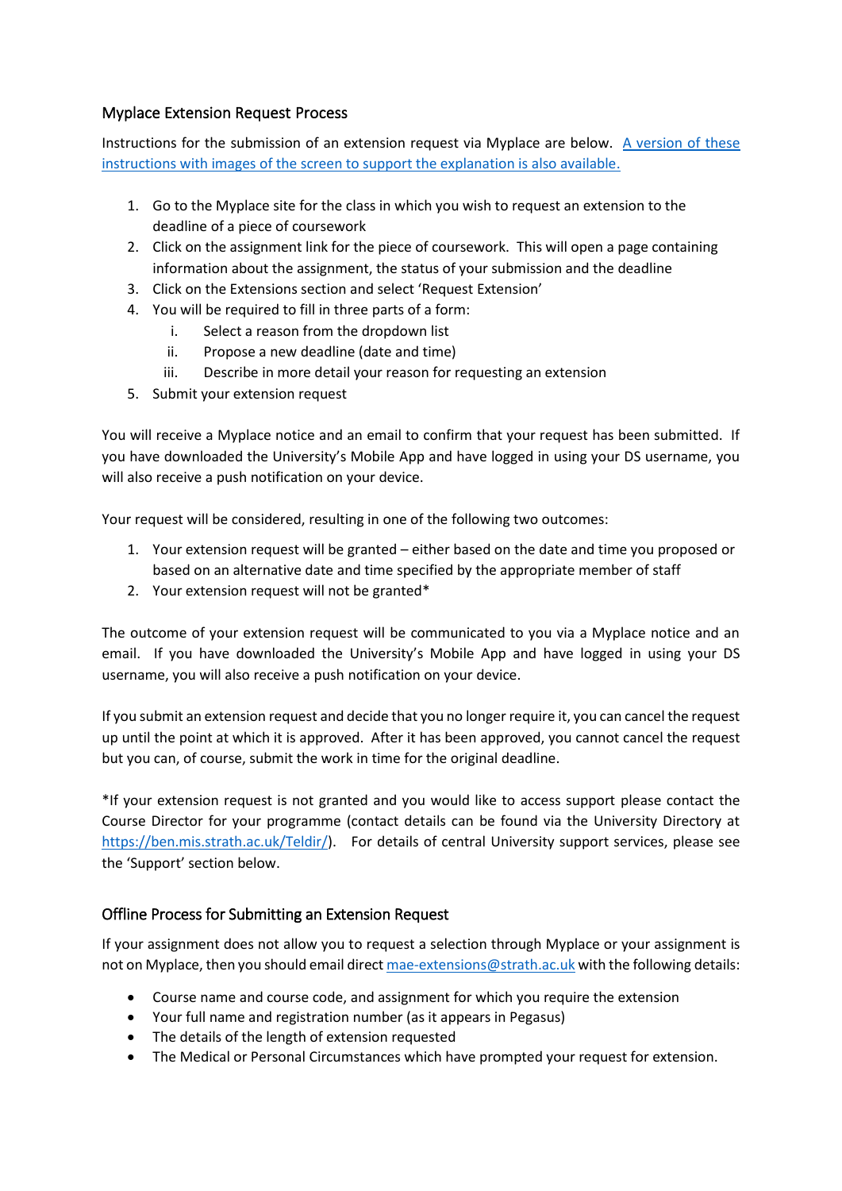## Myplace Extension Request Process

Instructions for the submission of an extension request via Myplace are below. [A version of these instructions with images of the screen to support the explanation is also available.]

1. Go to the Myplace site for the class in which you wish to request an extension to the deadline of a piece of coursework
2. Click on the assignment link for the piece of coursework. This will open a page containing information about the assignment, the status of your submission and the deadline
3. Click on the Extensions section and select 'Request Extension'
4. You will be required to fill in three parts of a form:
   i. Select a reason from the dropdown list
   ii. Propose a new deadline (date and time)
   iii. Describe in more detail your reason for requesting an extension
5. Submit your extension request

You will receive a Myplace notice and an email to confirm that your request has been submitted. If you have downloaded the University's Mobile App and have logged in using your DS username, you will also receive a push notification on your device.

Your request will be considered, resulting in one of the following two outcomes:

1. Your extension request will be granted – either based on the date and time you proposed or based on an alternative date and time specified by the appropriate member of staff
2. Your extension request will not be granted*

The outcome of your extension request will be communicated to you via a Myplace notice and an email. If you have downloaded the University's Mobile App and have logged in using your DS username, you will also receive a push notification on your device.

If you submit an extension request and decide that you no longer require it, you can cancel the request up until the point at which it is approved. After it has been approved, you cannot cancel the request but you can, of course, submit the work in time for the original deadline.

*If your extension request is not granted and you would like to access support please contact the Course Director for your programme (contact details can be found via the University Directory at https://ben.mis.strath.ac.uk/Teldir/). For details of central University support services, please see the 'Support' section below.

## Offline Process for Submitting an Extension Request

If your assignment does not allow you to request a selection through Myplace or your assignment is not on Myplace, then you should email direct mae-extensions@strath.ac.uk with the following details:

- Course name and course code, and assignment for which you require the extension
- Your full name and registration number (as it appears in Pegasus)
- The details of the length of extension requested
- The Medical or Personal Circumstances which have prompted your request for extension.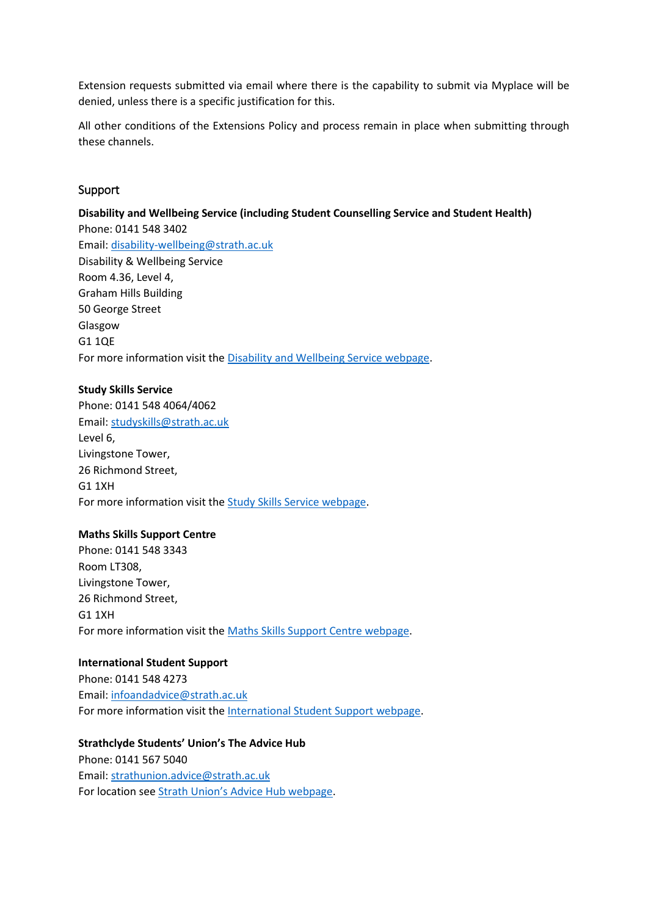Extension requests submitted via email where there is the capability to submit via Myplace will be denied, unless there is a specific justification for this.

All other conditions of the Extensions Policy and process remain in place when submitting through these channels.

## Support

**Disability and Wellbeing Service (including Student Counselling Service and Student Health)**
Phone: 0141 548 3402
Email: disability-wellbeing@strath.ac.uk
Disability & Wellbeing Service
Room 4.36, Level 4,
Graham Hills Building
50 George Street
Glasgow
G1 1QE
For more information visit the Disability and Wellbeing Service webpage.

**Study Skills Service**
Phone: 0141 548 4064/4062
Email: studyskills@strath.ac.uk
Level 6,
Livingstone Tower,
26 Richmond Street,
G1 1XH
For more information visit the Study Skills Service webpage.

**Maths Skills Support Centre**
Phone: 0141 548 3343
Room LT308,
Livingstone Tower,
26 Richmond Street,
G1 1XH
For more information visit the Maths Skills Support Centre webpage.

**International Student Support**
Phone: 0141 548 4273
Email: infoandadvice@strath.ac.uk
For more information visit the International Student Support webpage.

**Strathclyde Students' Union's The Advice Hub**
Phone: 0141 567 5040
Email: strathunion.advice@strath.ac.uk
For location see Strath Union's Advice Hub webpage.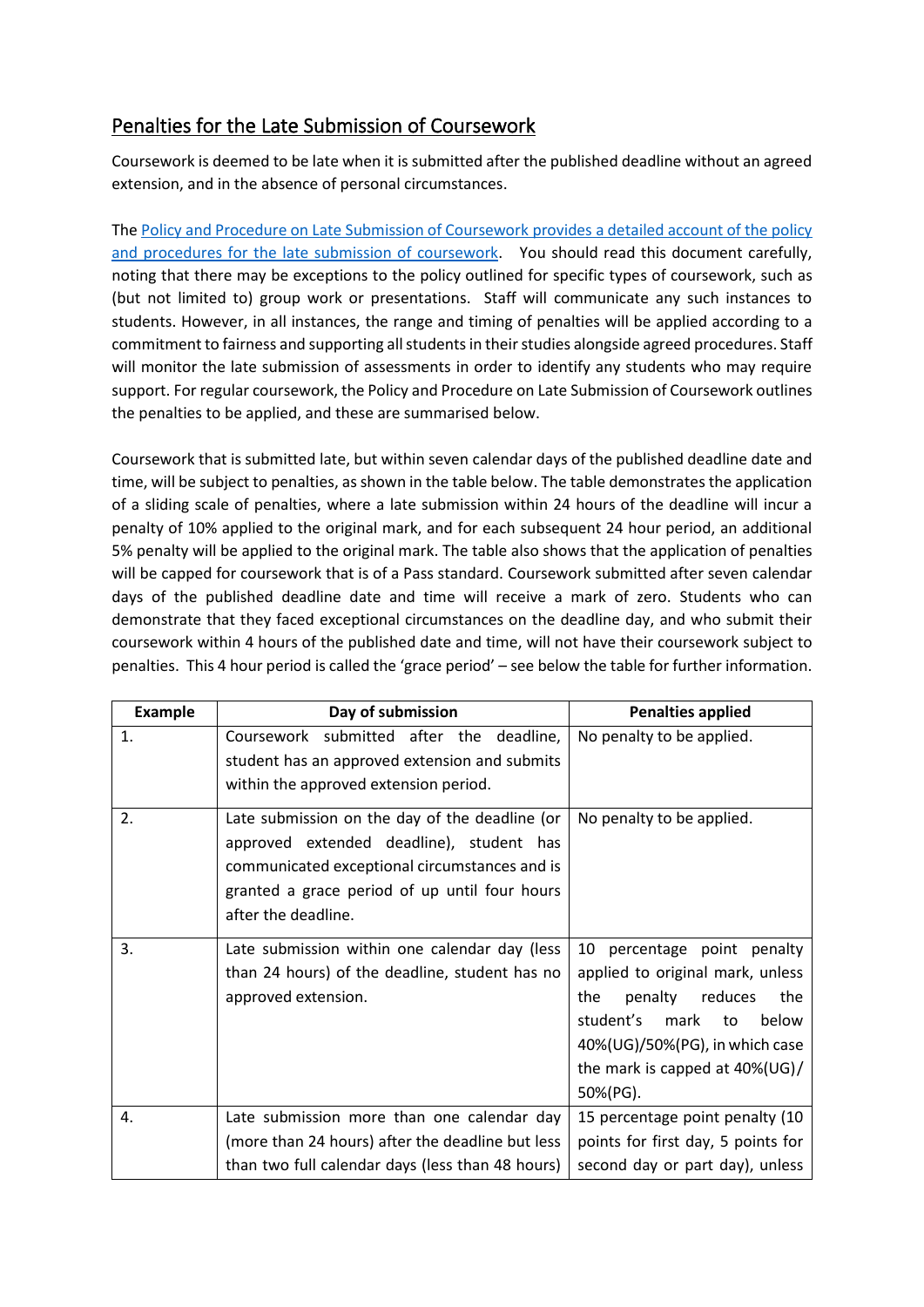## Penalties for the Late Submission of Coursework

Coursework is deemed to be late when it is submitted after the published deadline without an agreed extension, and in the absence of personal circumstances.

The [Policy and Procedure on Late Submission of Coursework provides a detailed account of the policy and procedures for the late submission of coursework](). You should read this document carefully, noting that there may be exceptions to the policy outlined for specific types of coursework, such as (but not limited to) group work or presentations. Staff will communicate any such instances to students. However, in all instances, the range and timing of penalties will be applied according to a commitment to fairness and supporting all students in their studies alongside agreed procedures. Staff will monitor the late submission of assessments in order to identify any students who may require support. For regular coursework, the Policy and Procedure on Late Submission of Coursework outlines the penalties to be applied, and these are summarised below.

Coursework that is submitted late, but within seven calendar days of the published deadline date and time, will be subject to penalties, as shown in the table below. The table demonstrates the application of a sliding scale of penalties, where a late submission within 24 hours of the deadline will incur a penalty of 10% applied to the original mark, and for each subsequent 24 hour period, an additional 5% penalty will be applied to the original mark. The table also shows that the application of penalties will be capped for coursework that is of a Pass standard. Coursework submitted after seven calendar days of the published deadline date and time will receive a mark of zero. Students who can demonstrate that they faced exceptional circumstances on the deadline day, and who submit their coursework within 4 hours of the published date and time, will not have their coursework subject to penalties. This 4 hour period is called the 'grace period' – see below the table for further information.

| Example | Day of submission | Penalties applied |
|---|---|---|
| 1. | Coursework submitted after the deadline, student has an approved extension and submits within the approved extension period. | No penalty to be applied. |
| 2. | Late submission on the day of the deadline (or approved extended deadline), student has communicated exceptional circumstances and is granted a grace period of up until four hours after the deadline. | No penalty to be applied. |
| 3. | Late submission within one calendar day (less than 24 hours) of the deadline, student has no approved extension. | 10 percentage point penalty applied to original mark, unless the penalty reduces the student's mark to below 40%(UG)/50%(PG), in which case the mark is capped at 40%(UG)/ 50%(PG). |
| 4. | Late submission more than one calendar day (more than 24 hours) after the deadline but less than two full calendar days (less than 48 hours) | 15 percentage point penalty (10 points for first day, 5 points for second day or part day), unless |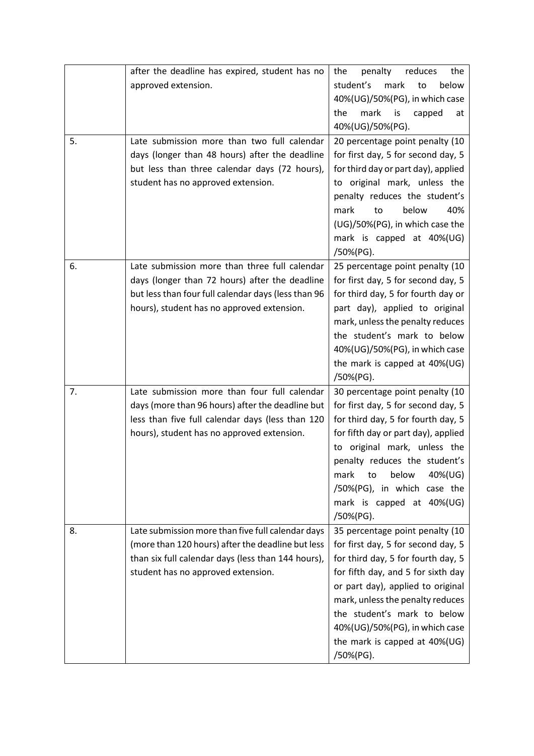| | | |
|---|---|---|
| | after the deadline has expired, student has no approved extension. | the penalty reduces the student's mark to below 40%(UG)/50%(PG), in which case the mark is capped at 40%(UG)/50%(PG). |
| 5. | Late submission more than two full calendar days (longer than 48 hours) after the deadline but less than three calendar days (72 hours), student has no approved extension. | 20 percentage point penalty (10 for first day, 5 for second day, 5 for third day or part day), applied to original mark, unless the penalty reduces the student's mark to below 40% (UG)/50%(PG), in which case the mark is capped at 40%(UG) /50%(PG). |
| 6. | Late submission more than three full calendar days (longer than 72 hours) after the deadline but less than four full calendar days (less than 96 hours), student has no approved extension. | 25 percentage point penalty (10 for first day, 5 for second day, 5 for third day, 5 for fourth day or part day), applied to original mark, unless the penalty reduces the student's mark to below 40%(UG)/50%(PG), in which case the mark is capped at 40%(UG) /50%(PG). |
| 7. | Late submission more than four full calendar days (more than 96 hours) after the deadline but less than five full calendar days (less than 120 hours), student has no approved extension. | 30 percentage point penalty (10 for first day, 5 for second day, 5 for third day, 5 for fourth day, 5 for fifth day or part day), applied to original mark, unless the penalty reduces the student's mark to below 40%(UG) /50%(PG), in which case the mark is capped at 40%(UG) /50%(PG). |
| 8. | Late submission more than five full calendar days (more than 120 hours) after the deadline but less than six full calendar days (less than 144 hours), student has no approved extension. | 35 percentage point penalty (10 for first day, 5 for second day, 5 for third day, 5 for fourth day, 5 for fifth day, and 5 for sixth day or part day), applied to original mark, unless the penalty reduces the student's mark to below 40%(UG)/50%(PG), in which case the mark is capped at 40%(UG) /50%(PG). |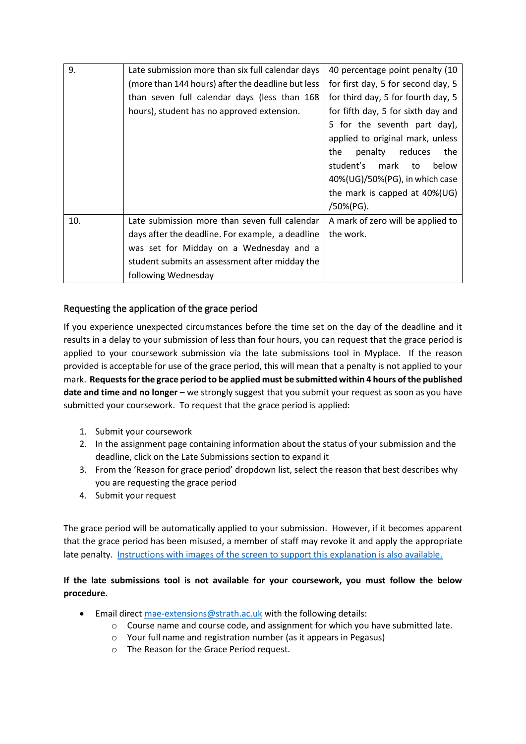| | | |
|---|---|---|
| 9. | Late submission more than six full calendar days (more than 144 hours) after the deadline but less than seven full calendar days (less than 168 hours), student has no approved extension. | 40 percentage point penalty (10 for first day, 5 for second day, 5 for third day, 5 for fourth day, 5 for fifth day, 5 for sixth day and 5 for the seventh part day), applied to original mark, unless the penalty reduces the student's mark to below 40%(UG)/50%(PG), in which case the mark is capped at 40%(UG) /50%(PG). |
| 10. | Late submission more than seven full calendar days after the deadline. For example, a deadline was set for Midday on a Wednesday and a student submits an assessment after midday the following Wednesday | A mark of zero will be applied to the work. |

## Requesting the application of the grace period

If you experience unexpected circumstances before the time set on the day of the deadline and it results in a delay to your submission of less than four hours, you can request that the grace period is applied to your coursework submission via the late submissions tool in Myplace. If the reason provided is acceptable for use of the grace period, this will mean that a penalty is not applied to your mark. **Requests for the grace period to be applied must be submitted within 4 hours of the published date and time and no longer** – we strongly suggest that you submit your request as soon as you have submitted your coursework. To request that the grace period is applied:

1. Submit your coursework
2. In the assignment page containing information about the status of your submission and the deadline, click on the Late Submissions section to expand it
3. From the 'Reason for grace period' dropdown list, select the reason that best describes why you are requesting the grace period
4. Submit your request

The grace period will be automatically applied to your submission. However, if it becomes apparent that the grace period has been misused, a member of staff may revoke it and apply the appropriate late penalty. [Instructions with images of the screen to support this explanation is also available.]

**If the late submissions tool is not available for your coursework, you must follow the below procedure.**

- Email direct mae-extensions@strath.ac.uk with the following details:
    - Course name and course code, and assignment for which you have submitted late.
    - Your full name and registration number (as it appears in Pegasus)
    - The Reason for the Grace Period request.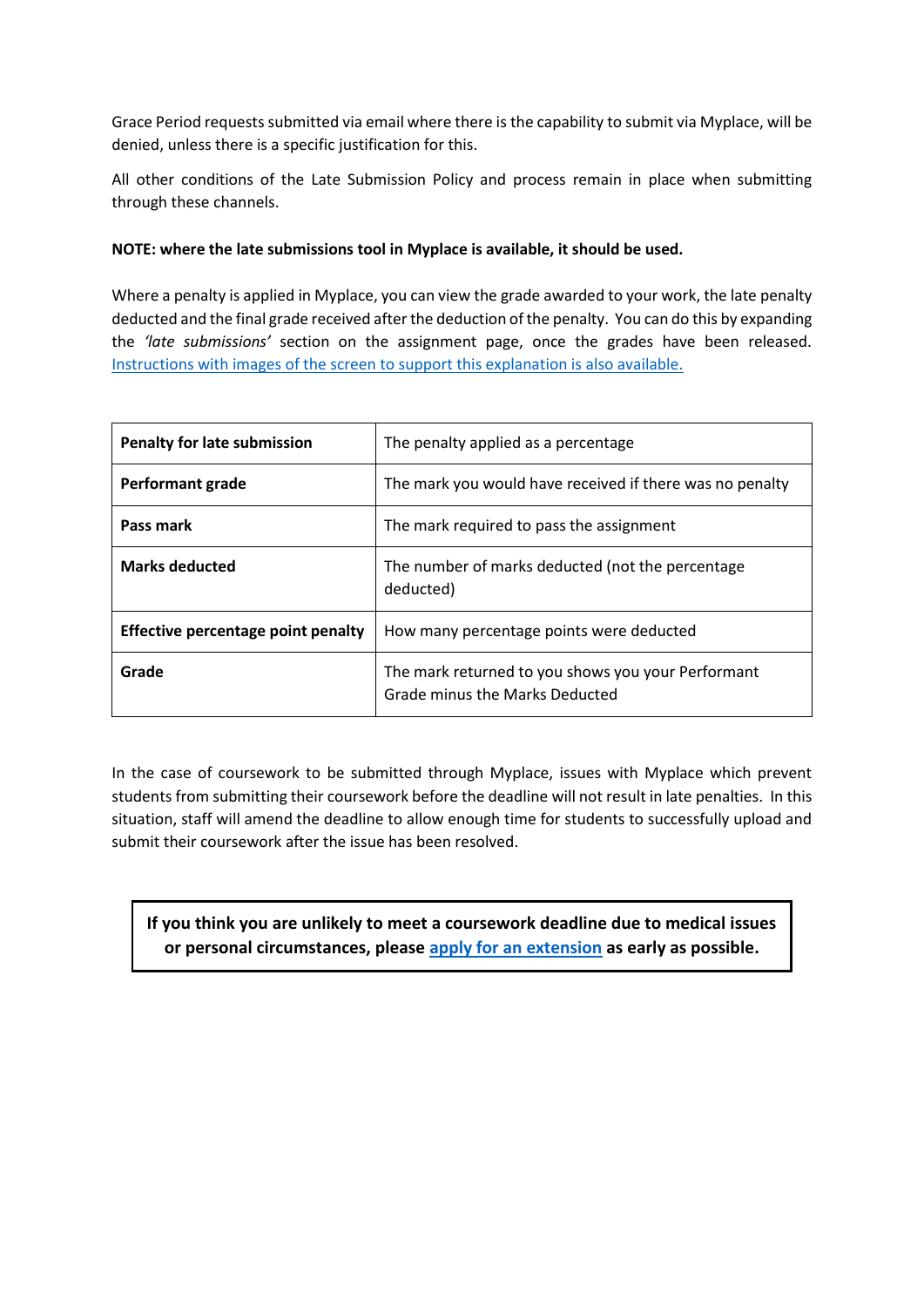Grace Period requests submitted via email where there is the capability to submit via Myplace, will be denied, unless there is a specific justification for this.

All other conditions of the Late Submission Policy and process remain in place when submitting through these channels.

**NOTE: where the late submissions tool in Myplace is available, it should be used.**

Where a penalty is applied in Myplace, you can view the grade awarded to your work, the late penalty deducted and the final grade received after the deduction of the penalty. You can do this by expanding the *'late submissions'* section on the assignment page, once the grades have been released. [Instructions with images of the screen to support this explanation is also available.]

| | |
|---|---|
| **Penalty for late submission** | The penalty applied as a percentage |
| **Performant grade** | The mark you would have received if there was no penalty |
| **Pass mark** | The mark required to pass the assignment |
| **Marks deducted** | The number of marks deducted (not the percentage deducted) |
| **Effective percentage point penalty** | How many percentage points were deducted |
| **Grade** | The mark returned to you shows you your Performant Grade minus the Marks Deducted |

In the case of coursework to be submitted through Myplace, issues with Myplace which prevent students from submitting their coursework before the deadline will not result in late penalties. In this situation, staff will amend the deadline to allow enough time for students to successfully upload and submit their coursework after the issue has been resolved.

**If you think you are unlikely to meet a coursework deadline due to medical issues or personal circumstances, please apply for an extension as early as possible.**